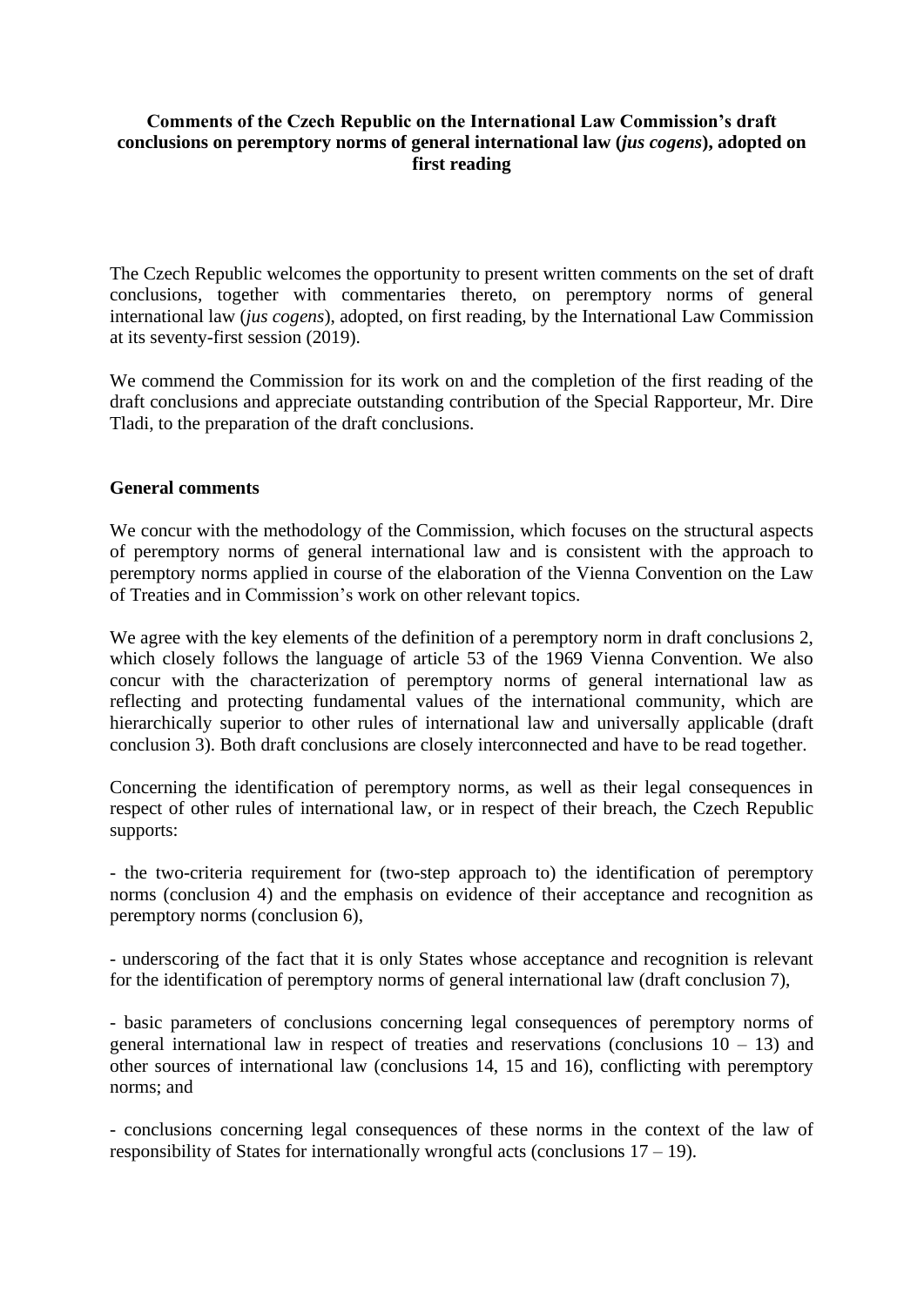**Comments of the Czech Republic on the International Law Commission's draft conclusions on peremptory norms of general international law (*jus cogens*), adopted on first reading**

The Czech Republic welcomes the opportunity to present written comments on the set of draft conclusions, together with commentaries thereto, on peremptory norms of general international law (*jus cogens*), adopted, on first reading, by the International Law Commission at its seventy-first session (2019).

We commend the Commission for its work on and the completion of the first reading of the draft conclusions and appreciate outstanding contribution of the Special Rapporteur, Mr. Dire Tladi, to the preparation of the draft conclusions.

**General comments**

We concur with the methodology of the Commission, which focuses on the structural aspects of peremptory norms of general international law and is consistent with the approach to peremptory norms applied in course of the elaboration of the Vienna Convention on the Law of Treaties and in Commission's work on other relevant topics.

We agree with the key elements of the definition of a peremptory norm in draft conclusions 2, which closely follows the language of article 53 of the 1969 Vienna Convention. We also concur with the characterization of peremptory norms of general international law as reflecting and protecting fundamental values of the international community, which are hierarchically superior to other rules of international law and universally applicable (draft conclusion 3). Both draft conclusions are closely interconnected and have to be read together.

Concerning the identification of peremptory norms, as well as their legal consequences in respect of other rules of international law, or in respect of their breach, the Czech Republic supports:

- the two-criteria requirement for (two-step approach to) the identification of peremptory norms (conclusion 4) and the emphasis on evidence of their acceptance and recognition as peremptory norms (conclusion 6),

- underscoring of the fact that it is only States whose acceptance and recognition is relevant for the identification of peremptory norms of general international law (draft conclusion 7),

- basic parameters of conclusions concerning legal consequences of peremptory norms of general international law in respect of treaties and reservations (conclusions 10 – 13) and other sources of international law (conclusions 14, 15 and 16), conflicting with peremptory norms; and

- conclusions concerning legal consequences of these norms in the context of the law of responsibility of States for internationally wrongful acts (conclusions 17 – 19).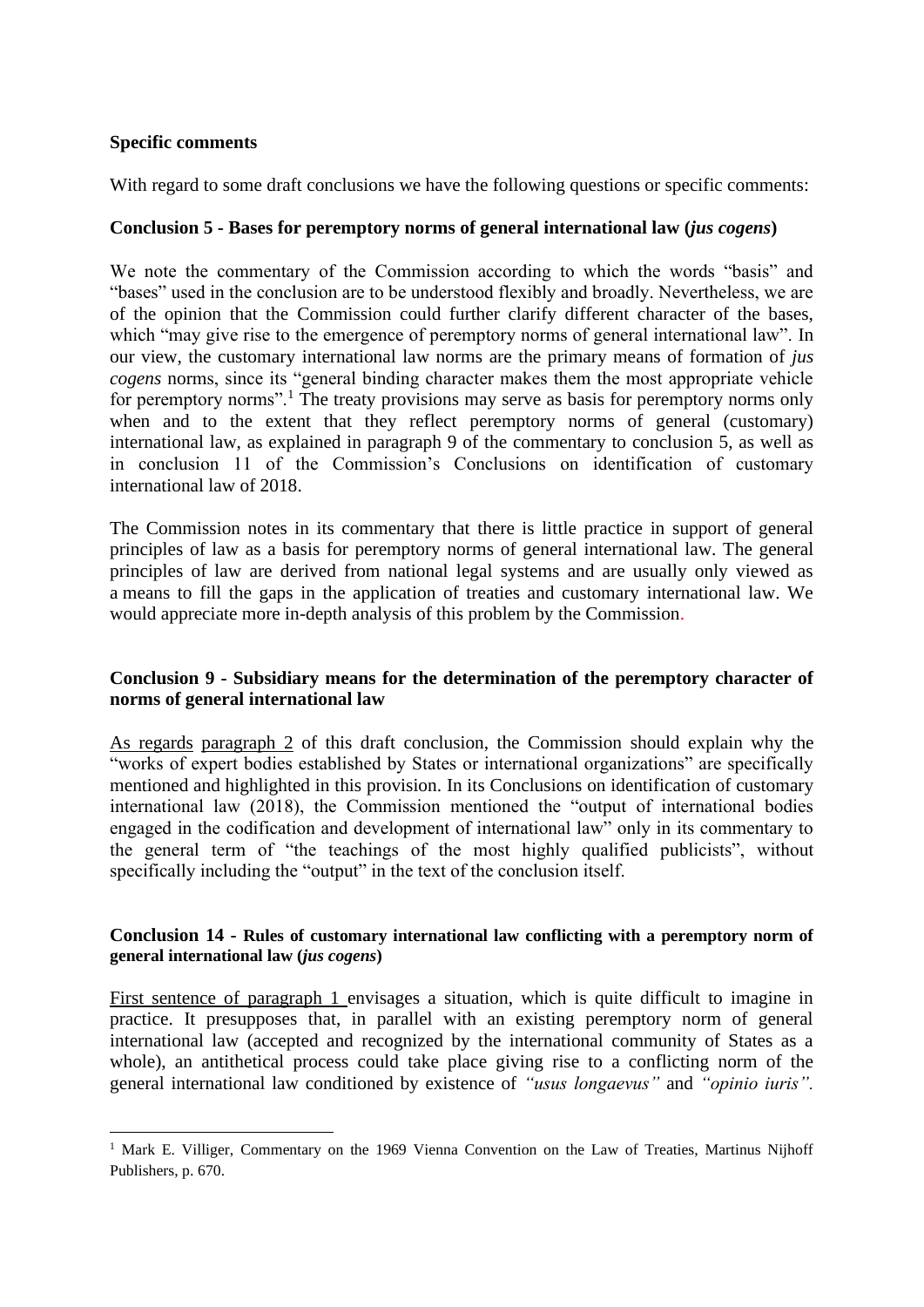**Specific comments**

With regard to some draft conclusions we have the following questions or specific comments:

**Conclusion 5 - Bases for peremptory norms of general international law (*jus cogens*)**

We note the commentary of the Commission according to which the words "basis" and "bases" used in the conclusion are to be understood flexibly and broadly. Nevertheless, we are of the opinion that the Commission could further clarify different character of the bases, which "may give rise to the emergence of peremptory norms of general international law". In our view, the customary international law norms are the primary means of formation of *jus cogens* norms, since its "general binding character makes them the most appropriate vehicle for peremptory norms".[1] The treaty provisions may serve as basis for peremptory norms only when and to the extent that they reflect peremptory norms of general (customary) international law, as explained in paragraph 9 of the commentary to conclusion 5, as well as in conclusion 11 of the Commission's Conclusions on identification of customary international law of 2018.

The Commission notes in its commentary that there is little practice in support of general principles of law as a basis for peremptory norms of general international law. The general principles of law are derived from national legal systems and are usually only viewed as a means to fill the gaps in the application of treaties and customary international law. We would appreciate more in-depth analysis of this problem by the Commission.

**Conclusion 9 - Subsidiary means for the determination of the peremptory character of norms of general international law**

As regards paragraph 2 of this draft conclusion, the Commission should explain why the "works of expert bodies established by States or international organizations" are specifically mentioned and highlighted in this provision. In its Conclusions on identification of customary international law (2018), the Commission mentioned the "output of international bodies engaged in the codification and development of international law" only in its commentary to the general term of "the teachings of the most highly qualified publicists", without specifically including the "output" in the text of the conclusion itself.

**Conclusion 14 - Rules of customary international law conflicting with a peremptory norm of general international law (*jus cogens*)**

First sentence of paragraph 1 envisages a situation, which is quite difficult to imagine in practice. It presupposes that, in parallel with an existing peremptory norm of general international law (accepted and recognized by the international community of States as a whole), an antithetical process could take place giving rise to a conflicting norm of the general international law conditioned by existence of *"usus longaevus"* and *"opinio iuris"*.

[1] Mark E. Villiger, Commentary on the 1969 Vienna Convention on the Law of Treaties, Martinus Nijhoff Publishers, p. 670.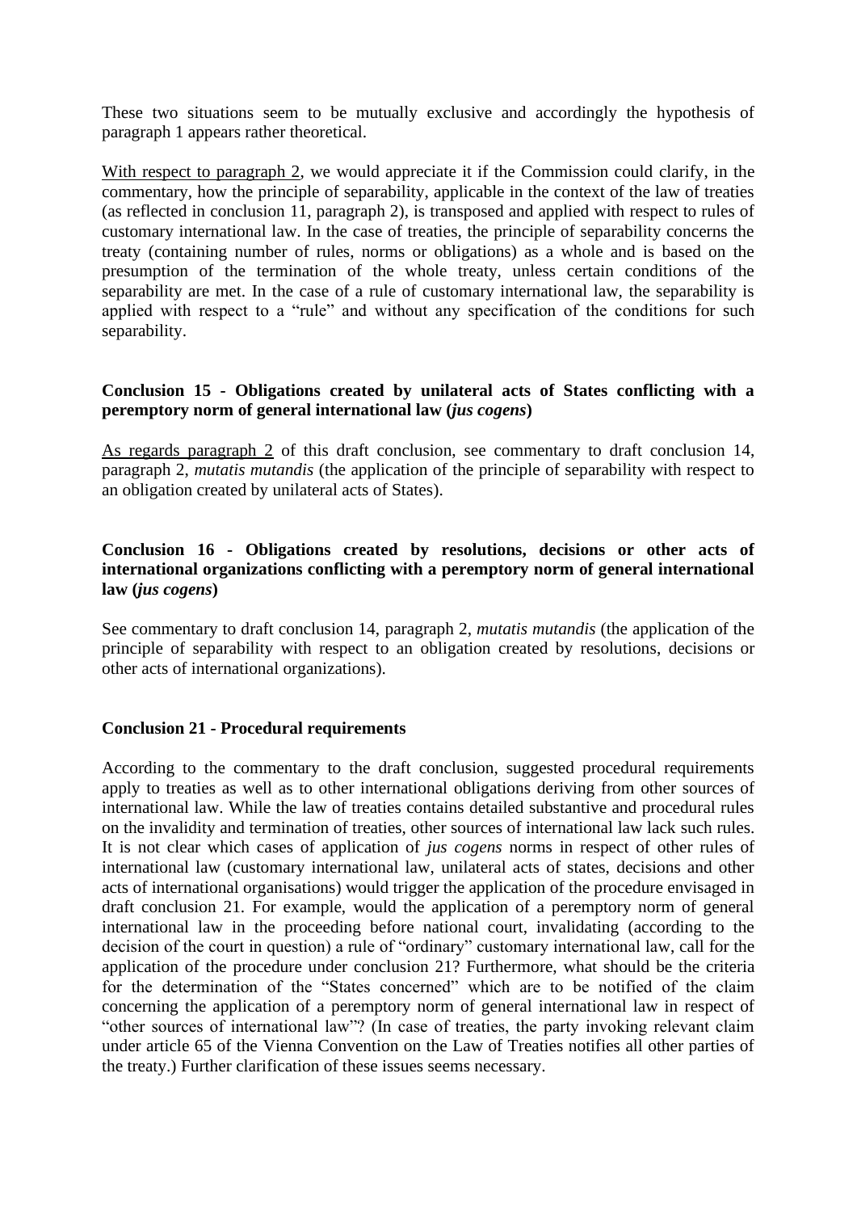These two situations seem to be mutually exclusive and accordingly the hypothesis of paragraph 1 appears rather theoretical.

<u>With respect to paragraph 2</u>, we would appreciate it if the Commission could clarify, in the commentary, how the principle of separability, applicable in the context of the law of treaties (as reflected in conclusion 11, paragraph 2), is transposed and applied with respect to rules of customary international law. In the case of treaties, the principle of separability concerns the treaty (containing number of rules, norms or obligations) as a whole and is based on the presumption of the termination of the whole treaty, unless certain conditions of the separability are met. In the case of a rule of customary international law, the separability is applied with respect to a "rule" and without any specification of the conditions for such separability.

**Conclusion 15 - Obligations created by unilateral acts of States conflicting with a peremptory norm of general international law (*jus cogens*)**

<u>As regards paragraph 2</u> of this draft conclusion, see commentary to draft conclusion 14, paragraph 2, *mutatis mutandis* (the application of the principle of separability with respect to an obligation created by unilateral acts of States).

**Conclusion 16 - Obligations created by resolutions, decisions or other acts of international organizations conflicting with a peremptory norm of general international law (*jus cogens*)**

See commentary to draft conclusion 14, paragraph 2, *mutatis mutandis* (the application of the principle of separability with respect to an obligation created by resolutions, decisions or other acts of international organizations).

**Conclusion 21 - Procedural requirements**

According to the commentary to the draft conclusion, suggested procedural requirements apply to treaties as well as to other international obligations deriving from other sources of international law. While the law of treaties contains detailed substantive and procedural rules on the invalidity and termination of treaties, other sources of international law lack such rules. It is not clear which cases of application of *jus cogens* norms in respect of other rules of international law (customary international law, unilateral acts of states, decisions and other acts of international organisations) would trigger the application of the procedure envisaged in draft conclusion 21. For example, would the application of a peremptory norm of general international law in the proceeding before national court, invalidating (according to the decision of the court in question) a rule of "ordinary" customary international law, call for the application of the procedure under conclusion 21? Furthermore, what should be the criteria for the determination of the "States concerned" which are to be notified of the claim concerning the application of a peremptory norm of general international law in respect of "other sources of international law"? (In case of treaties, the party invoking relevant claim under article 65 of the Vienna Convention on the Law of Treaties notifies all other parties of the treaty.) Further clarification of these issues seems necessary.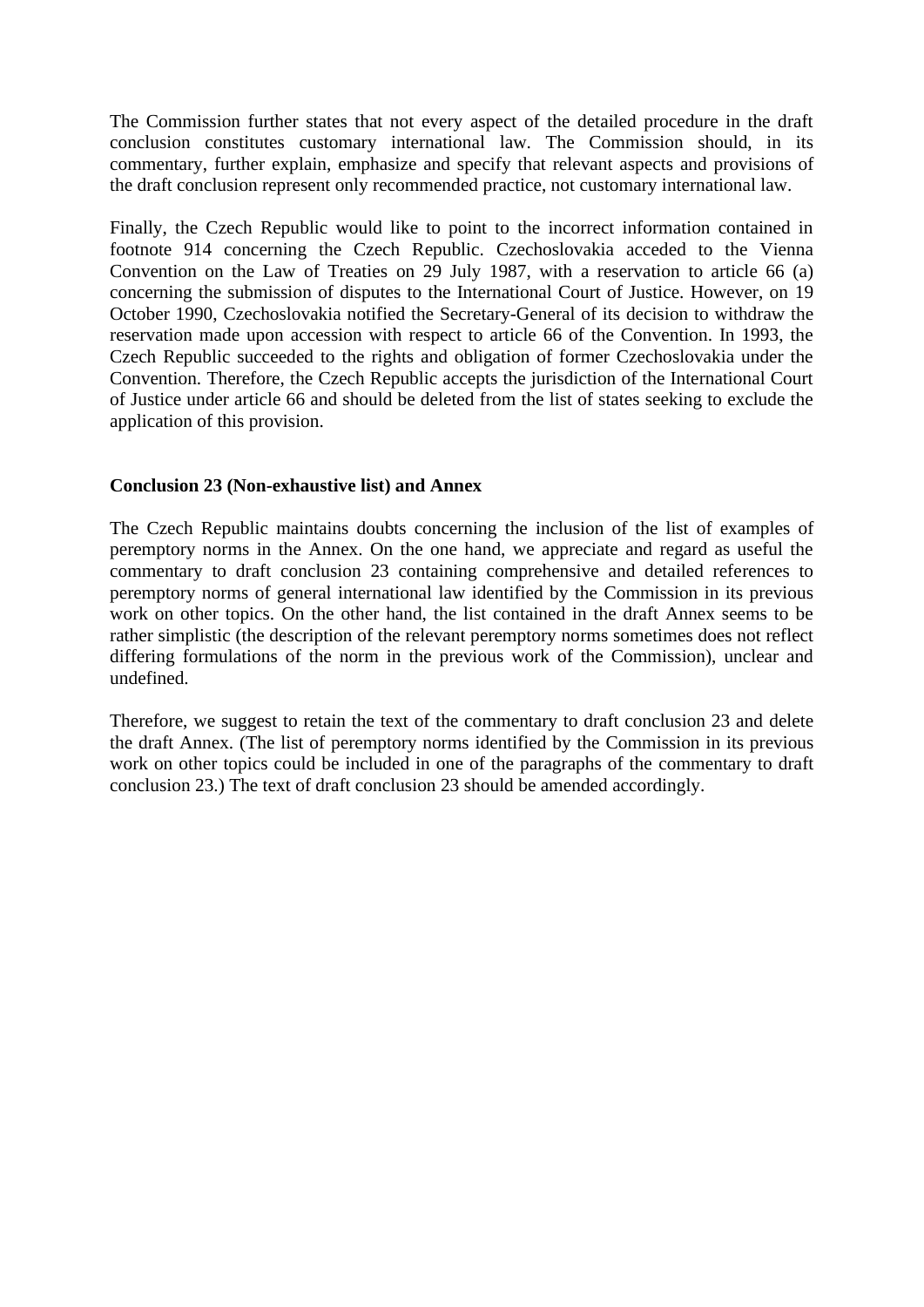The Commission further states that not every aspect of the detailed procedure in the draft conclusion constitutes customary international law. The Commission should, in its commentary, further explain, emphasize and specify that relevant aspects and provisions of the draft conclusion represent only recommended practice, not customary international law.

Finally, the Czech Republic would like to point to the incorrect information contained in footnote 914 concerning the Czech Republic. Czechoslovakia acceded to the Vienna Convention on the Law of Treaties on 29 July 1987, with a reservation to article 66 (a) concerning the submission of disputes to the International Court of Justice. However, on 19 October 1990, Czechoslovakia notified the Secretary-General of its decision to withdraw the reservation made upon accession with respect to article 66 of the Convention. In 1993, the Czech Republic succeeded to the rights and obligation of former Czechoslovakia under the Convention. Therefore, the Czech Republic accepts the jurisdiction of the International Court of Justice under article 66 and should be deleted from the list of states seeking to exclude the application of this provision.

**Conclusion 23 (Non-exhaustive list) and Annex**

The Czech Republic maintains doubts concerning the inclusion of the list of examples of peremptory norms in the Annex. On the one hand, we appreciate and regard as useful the commentary to draft conclusion 23 containing comprehensive and detailed references to peremptory norms of general international law identified by the Commission in its previous work on other topics. On the other hand, the list contained in the draft Annex seems to be rather simplistic (the description of the relevant peremptory norms sometimes does not reflect differing formulations of the norm in the previous work of the Commission), unclear and undefined.

Therefore, we suggest to retain the text of the commentary to draft conclusion 23 and delete the draft Annex. (The list of peremptory norms identified by the Commission in its previous work on other topics could be included in one of the paragraphs of the commentary to draft conclusion 23.) The text of draft conclusion 23 should be amended accordingly.